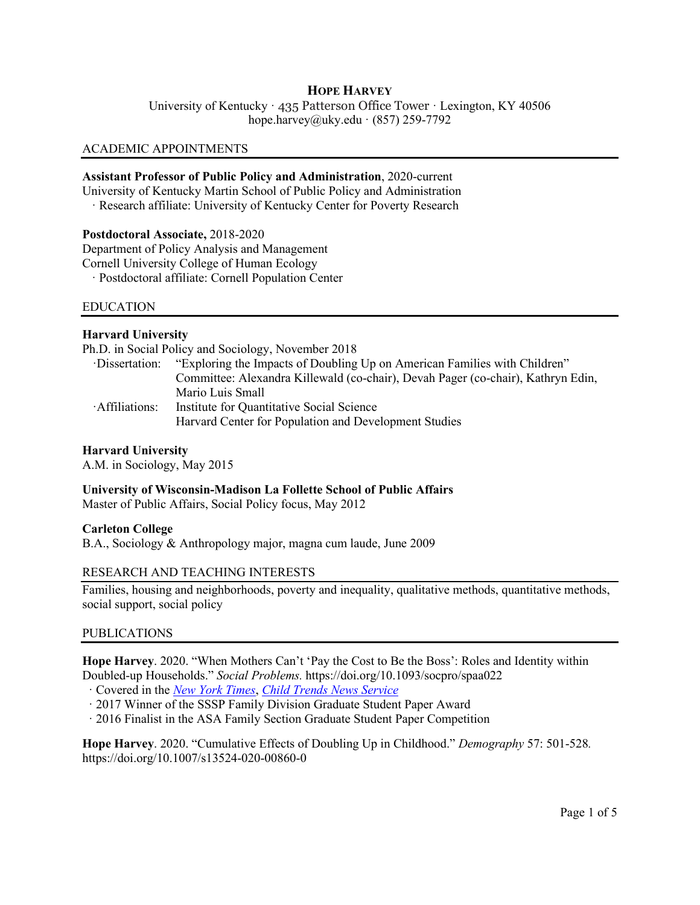# Hope Harvey

University of Kentucky · 435 Patterson Office Tower · Lexington, KY 40506
hope.harvey@uky.edu · (857) 259-7792

## ACADEMIC APPOINTMENTS

**Assistant Professor of Public Policy and Administration**, 2020-current
University of Kentucky Martin School of Public Policy and Administration
· Research affiliate: University of Kentucky Center for Poverty Research

**Postdoctoral Associate,** 2018-2020
Department of Policy Analysis and Management
Cornell University College of Human Ecology
· Postdoctoral affiliate: Cornell Population Center

## EDUCATION

**Harvard University**
Ph.D. in Social Policy and Sociology, November 2018
·Dissertation: "Exploring the Impacts of Doubling Up on American Families with Children"
Committee: Alexandra Killewald (co-chair), Devah Pager (co-chair), Kathryn Edin, Mario Luis Small
·Affiliations: Institute for Quantitative Social Science
Harvard Center for Population and Development Studies

**Harvard University**
A.M. in Sociology, May 2015

**University of Wisconsin-Madison La Follette School of Public Affairs**
Master of Public Affairs, Social Policy focus, May 2012

**Carleton College**
B.A., Sociology & Anthropology major, magna cum laude, June 2009

## RESEARCH AND TEACHING INTERESTS

Families, housing and neighborhoods, poverty and inequality, qualitative methods, quantitative methods, social support, social policy

## PUBLICATIONS

**Hope Harvey**. 2020. "When Mothers Can't 'Pay the Cost to Be the Boss': Roles and Identity within Doubled-up Households." *Social Problems.* https://doi.org/10.1093/socpro/spaa022
· Covered in the *New York Times*, *Child Trends News Service*
· 2017 Winner of the SSSP Family Division Graduate Student Paper Award
· 2016 Finalist in the ASA Family Section Graduate Student Paper Competition

**Hope Harvey**. 2020. "Cumulative Effects of Doubling Up in Childhood." *Demography* 57: 501-528. https://doi.org/10.1007/s13524-020-00860-0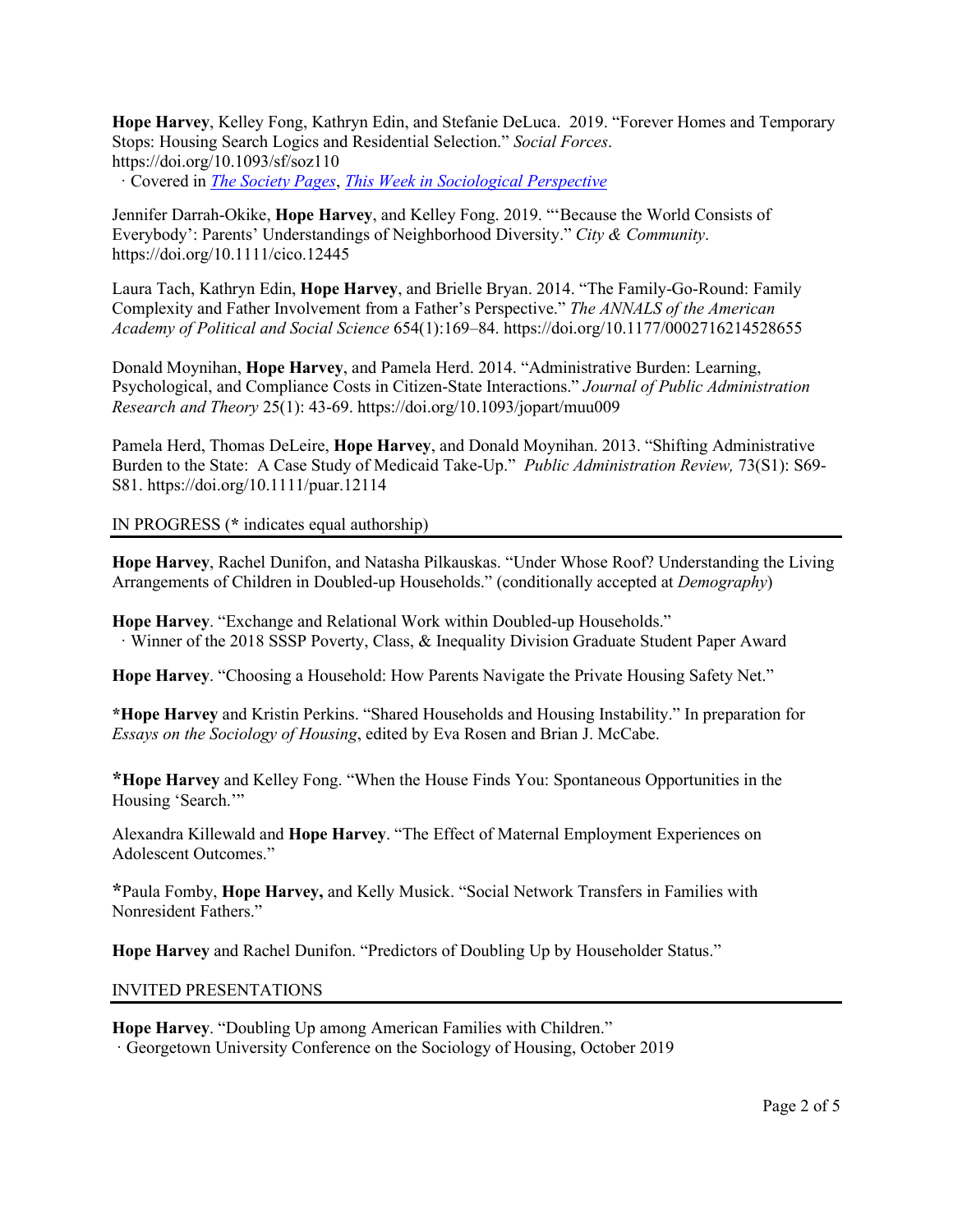**Hope Harvey**, Kelley Fong, Kathryn Edin, and Stefanie DeLuca. 2019. "Forever Homes and Temporary Stops: Housing Search Logics and Residential Selection." *Social Forces*. https://doi.org/10.1093/sf/soz110
· Covered in *The Society Pages*, *This Week in Sociological Perspective*

Jennifer Darrah-Okike, **Hope Harvey**, and Kelley Fong. 2019. "'Because the World Consists of Everybody': Parents' Understandings of Neighborhood Diversity." *City & Community*. https://doi.org/10.1111/cico.12445

Laura Tach, Kathryn Edin, **Hope Harvey**, and Brielle Bryan. 2014. "The Family-Go-Round: Family Complexity and Father Involvement from a Father's Perspective." *The ANNALS of the American Academy of Political and Social Science* 654(1):169–84. https://doi.org/10.1177/0002716214528655

Donald Moynihan, **Hope Harvey**, and Pamela Herd. 2014. "Administrative Burden: Learning, Psychological, and Compliance Costs in Citizen-State Interactions." *Journal of Public Administration Research and Theory* 25(1): 43-69. https://doi.org/10.1093/jopart/muu009

Pamela Herd, Thomas DeLeire, **Hope Harvey**, and Donald Moynihan. 2013. "Shifting Administrative Burden to the State: A Case Study of Medicaid Take-Up." *Public Administration Review,* 73(S1): S69-S81. https://doi.org/10.1111/puar.12114

## IN PROGRESS (* indicates equal authorship)

**Hope Harvey**, Rachel Dunifon, and Natasha Pilkauskas. "Under Whose Roof? Understanding the Living Arrangements of Children in Doubled-up Households." (conditionally accepted at *Demography*)

**Hope Harvey**. "Exchange and Relational Work within Doubled-up Households."
· Winner of the 2018 SSSP Poverty, Class, & Inequality Division Graduate Student Paper Award

**Hope Harvey**. "Choosing a Household: How Parents Navigate the Private Housing Safety Net."

***Hope Harvey** and Kristin Perkins. "Shared Households and Housing Instability." In preparation for *Essays on the Sociology of Housing*, edited by Eva Rosen and Brian J. McCabe.

***Hope Harvey** and Kelley Fong. "When the House Finds You: Spontaneous Opportunities in the Housing 'Search.'"

Alexandra Killewald and **Hope Harvey**. "The Effect of Maternal Employment Experiences on Adolescent Outcomes."

*Paula Fomby, **Hope Harvey,** and Kelly Musick. "Social Network Transfers in Families with Nonresident Fathers."

**Hope Harvey** and Rachel Dunifon. "Predictors of Doubling Up by Householder Status."

## INVITED PRESENTATIONS

**Hope Harvey**. "Doubling Up among American Families with Children."
· Georgetown University Conference on the Sociology of Housing, October 2019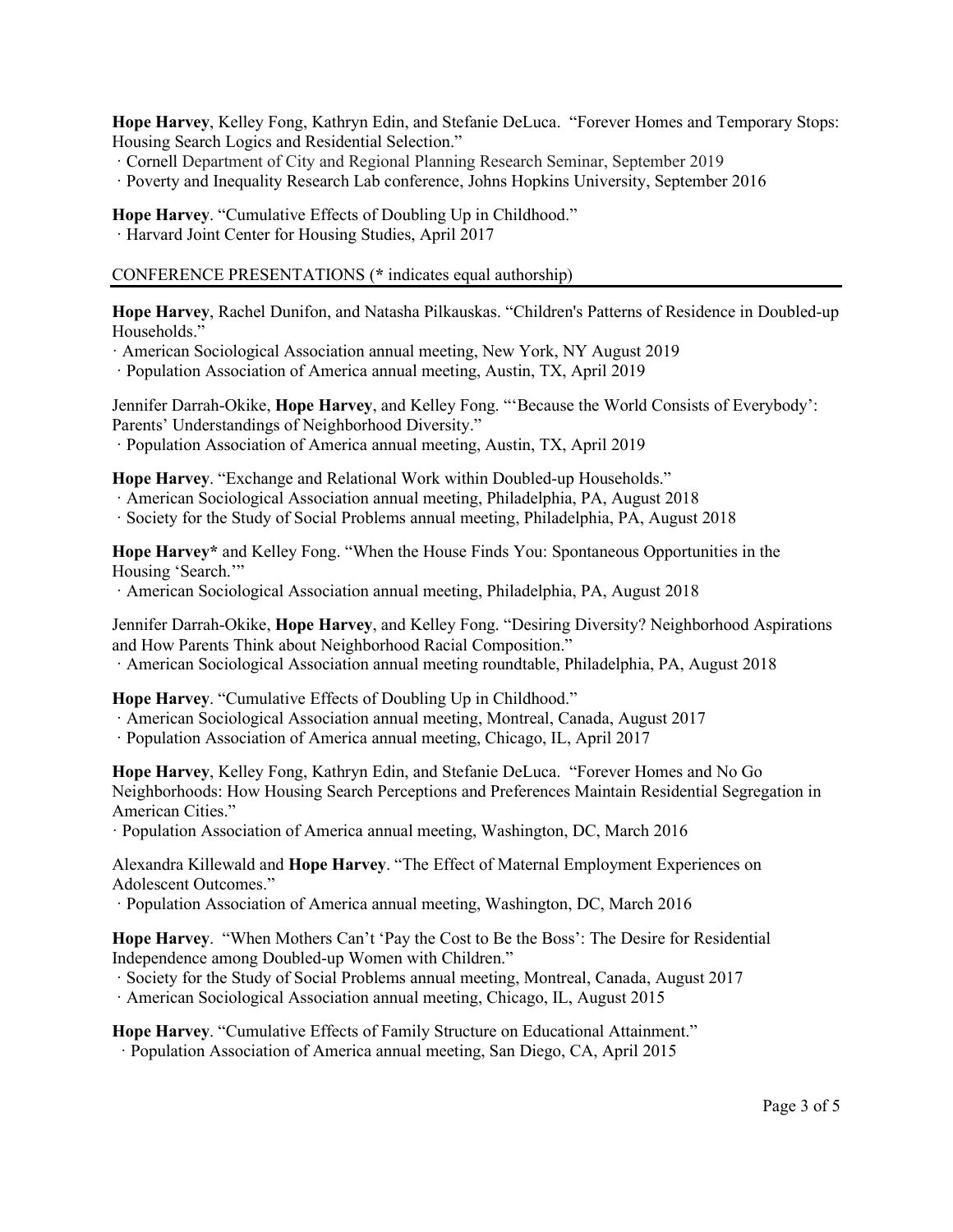**Hope Harvey**, Kelley Fong, Kathryn Edin, and Stefanie DeLuca. "Forever Homes and Temporary Stops: Housing Search Logics and Residential Selection."

· Cornell Department of City and Regional Planning Research Seminar, September 2019
· Poverty and Inequality Research Lab conference, Johns Hopkins University, September 2016

**Hope Harvey**. "Cumulative Effects of Doubling Up in Childhood."

· Harvard Joint Center for Housing Studies, April 2017

## CONFERENCE PRESENTATIONS (* indicates equal authorship)

**Hope Harvey**, Rachel Dunifon, and Natasha Pilkauskas. "Children's Patterns of Residence in Doubled-up Households."

· American Sociological Association annual meeting, New York, NY August 2019
· Population Association of America annual meeting, Austin, TX, April 2019

Jennifer Darrah-Okike, **Hope Harvey**, and Kelley Fong. "'Because the World Consists of Everybody': Parents' Understandings of Neighborhood Diversity."

· Population Association of America annual meeting, Austin, TX, April 2019

**Hope Harvey**. "Exchange and Relational Work within Doubled-up Households."

· American Sociological Association annual meeting, Philadelphia, PA, August 2018
· Society for the Study of Social Problems annual meeting, Philadelphia, PA, August 2018

**Hope Harvey*** and Kelley Fong. "When the House Finds You: Spontaneous Opportunities in the Housing 'Search.'"

· American Sociological Association annual meeting, Philadelphia, PA, August 2018

Jennifer Darrah-Okike, **Hope Harvey**, and Kelley Fong. "Desiring Diversity? Neighborhood Aspirations and How Parents Think about Neighborhood Racial Composition."

· American Sociological Association annual meeting roundtable, Philadelphia, PA, August 2018

**Hope Harvey**. "Cumulative Effects of Doubling Up in Childhood."

· American Sociological Association annual meeting, Montreal, Canada, August 2017
· Population Association of America annual meeting, Chicago, IL, April 2017

**Hope Harvey**, Kelley Fong, Kathryn Edin, and Stefanie DeLuca. "Forever Homes and No Go Neighborhoods: How Housing Search Perceptions and Preferences Maintain Residential Segregation in American Cities."

· Population Association of America annual meeting, Washington, DC, March 2016

Alexandra Killewald and **Hope Harvey**. "The Effect of Maternal Employment Experiences on Adolescent Outcomes."

· Population Association of America annual meeting, Washington, DC, March 2016

**Hope Harvey**. "When Mothers Can't 'Pay the Cost to Be the Boss': The Desire for Residential Independence among Doubled-up Women with Children."

· Society for the Study of Social Problems annual meeting, Montreal, Canada, August 2017
· American Sociological Association annual meeting, Chicago, IL, August 2015

**Hope Harvey**. "Cumulative Effects of Family Structure on Educational Attainment."

· Population Association of America annual meeting, San Diego, CA, April 2015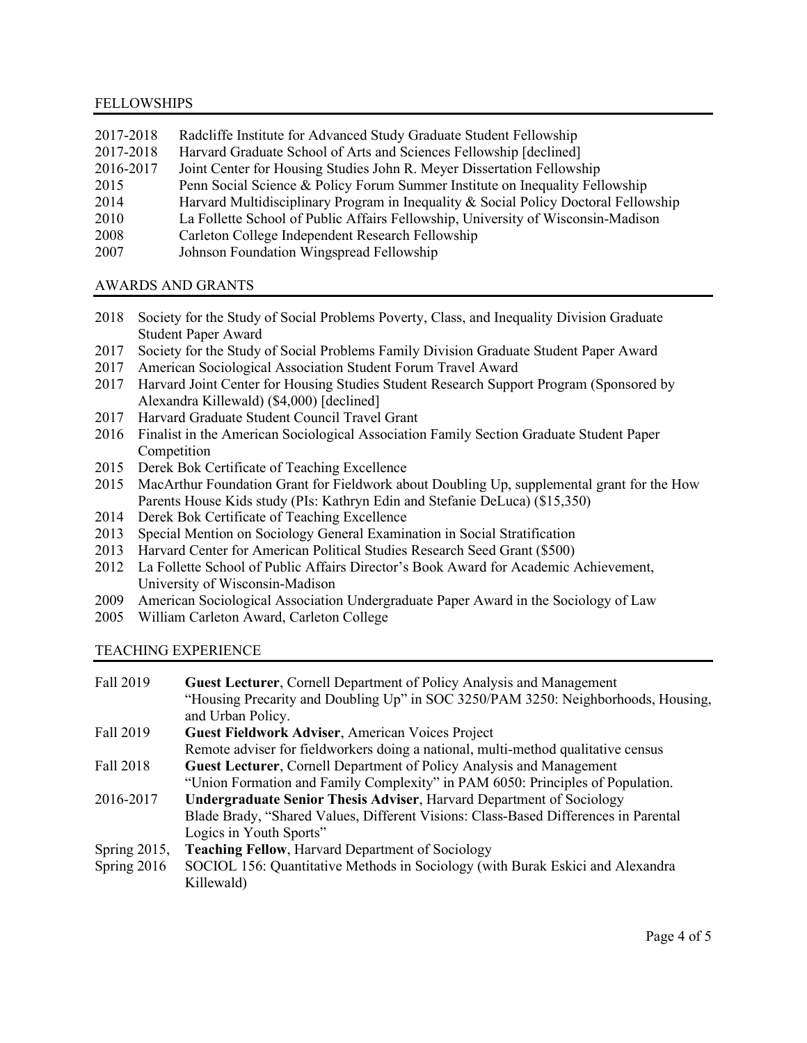## FELLOWSHIPS

2017-2018 Radcliffe Institute for Advanced Study Graduate Student Fellowship
2017-2018 Harvard Graduate School of Arts and Sciences Fellowship [declined]
2016-2017 Joint Center for Housing Studies John R. Meyer Dissertation Fellowship
2015 Penn Social Science & Policy Forum Summer Institute on Inequality Fellowship
2014 Harvard Multidisciplinary Program in Inequality & Social Policy Doctoral Fellowship
2010 La Follette School of Public Affairs Fellowship, University of Wisconsin-Madison
2008 Carleton College Independent Research Fellowship
2007 Johnson Foundation Wingspread Fellowship

## AWARDS AND GRANTS

2018 Society for the Study of Social Problems Poverty, Class, and Inequality Division Graduate Student Paper Award
2017 Society for the Study of Social Problems Family Division Graduate Student Paper Award
2017 American Sociological Association Student Forum Travel Award
2017 Harvard Joint Center for Housing Studies Student Research Support Program (Sponsored by Alexandra Killewald) ($4,000) [declined]
2017 Harvard Graduate Student Council Travel Grant
2016 Finalist in the American Sociological Association Family Section Graduate Student Paper Competition
2015 Derek Bok Certificate of Teaching Excellence
2015 MacArthur Foundation Grant for Fieldwork about Doubling Up, supplemental grant for the How Parents House Kids study (PIs: Kathryn Edin and Stefanie DeLuca) ($15,350)
2014 Derek Bok Certificate of Teaching Excellence
2013 Special Mention on Sociology General Examination in Social Stratification
2013 Harvard Center for American Political Studies Research Seed Grant ($500)
2012 La Follette School of Public Affairs Director's Book Award for Academic Achievement, University of Wisconsin-Madison
2009 American Sociological Association Undergraduate Paper Award in the Sociology of Law
2005 William Carleton Award, Carleton College

## TEACHING EXPERIENCE

Fall 2019 **Guest Lecturer**, Cornell Department of Policy Analysis and Management
"Housing Precarity and Doubling Up" in SOC 3250/PAM 3250: Neighborhoods, Housing, and Urban Policy.

Fall 2019 **Guest Fieldwork Adviser**, American Voices Project
Remote adviser for fieldworkers doing a national, multi-method qualitative census

Fall 2018 **Guest Lecturer**, Cornell Department of Policy Analysis and Management
"Union Formation and Family Complexity" in PAM 6050: Principles of Population.

2016-2017 **Undergraduate Senior Thesis Adviser**, Harvard Department of Sociology
Blade Brady, "Shared Values, Different Visions: Class-Based Differences in Parental Logics in Youth Sports"

Spring 2015, Spring 2016 **Teaching Fellow**, Harvard Department of Sociology
SOCIOL 156: Quantitative Methods in Sociology (with Burak Eskici and Alexandra Killewald)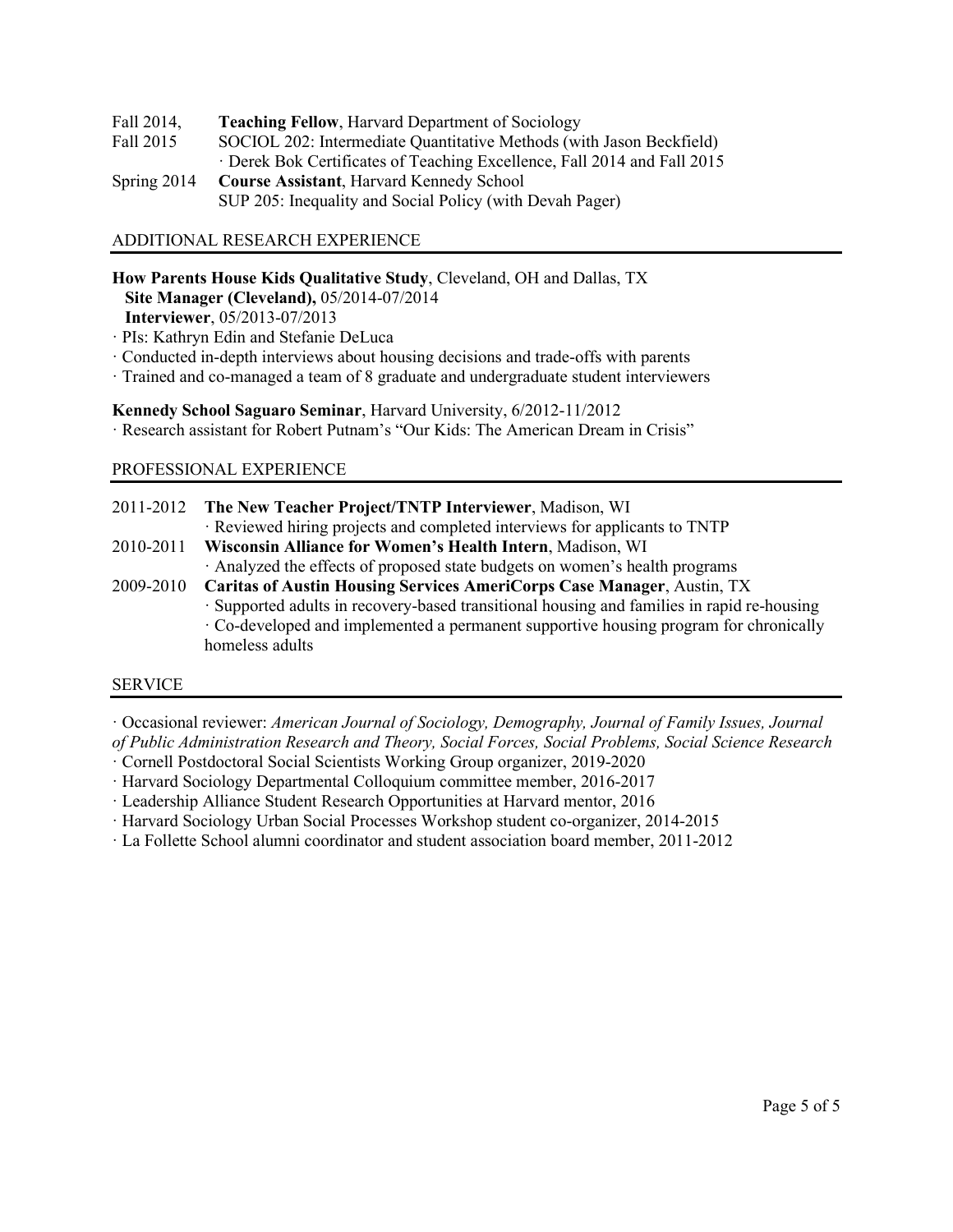Fall 2014, Fall 2015 **Teaching Fellow**, Harvard Department of Sociology
SOCIOL 202: Intermediate Quantitative Methods (with Jason Beckfield)
· Derek Bok Certificates of Teaching Excellence, Fall 2014 and Fall 2015

Spring 2014 **Course Assistant**, Harvard Kennedy School
SUP 205: Inequality and Social Policy (with Devah Pager)

## ADDITIONAL RESEARCH EXPERIENCE

**How Parents House Kids Qualitative Study**, Cleveland, OH and Dallas, TX
**Site Manager (Cleveland),** 05/2014-07/2014
**Interviewer**, 05/2013-07/2013

· PIs: Kathryn Edin and Stefanie DeLuca
· Conducted in-depth interviews about housing decisions and trade-offs with parents
· Trained and co-managed a team of 8 graduate and undergraduate student interviewers

**Kennedy School Saguaro Seminar**, Harvard University, 6/2012-11/2012

· Research assistant for Robert Putnam's "Our Kids: The American Dream in Crisis"

## PROFESSIONAL EXPERIENCE

2011-2012 **The New Teacher Project/TNTP Interviewer**, Madison, WI
· Reviewed hiring projects and completed interviews for applicants to TNTP

2010-2011 **Wisconsin Alliance for Women's Health Intern**, Madison, WI
· Analyzed the effects of proposed state budgets on women's health programs

2009-2010 **Caritas of Austin Housing Services AmeriCorps Case Manager**, Austin, TX
· Supported adults in recovery-based transitional housing and families in rapid re-housing
· Co-developed and implemented a permanent supportive housing program for chronically homeless adults

## SERVICE

· Occasional reviewer: *American Journal of Sociology, Demography, Journal of Family Issues, Journal of Public Administration Research and Theory, Social Forces, Social Problems, Social Science Research*
· Cornell Postdoctoral Social Scientists Working Group organizer, 2019-2020
· Harvard Sociology Departmental Colloquium committee member, 2016-2017
· Leadership Alliance Student Research Opportunities at Harvard mentor, 2016
· Harvard Sociology Urban Social Processes Workshop student co-organizer, 2014-2015
· La Follette School alumni coordinator and student association board member, 2011-2012